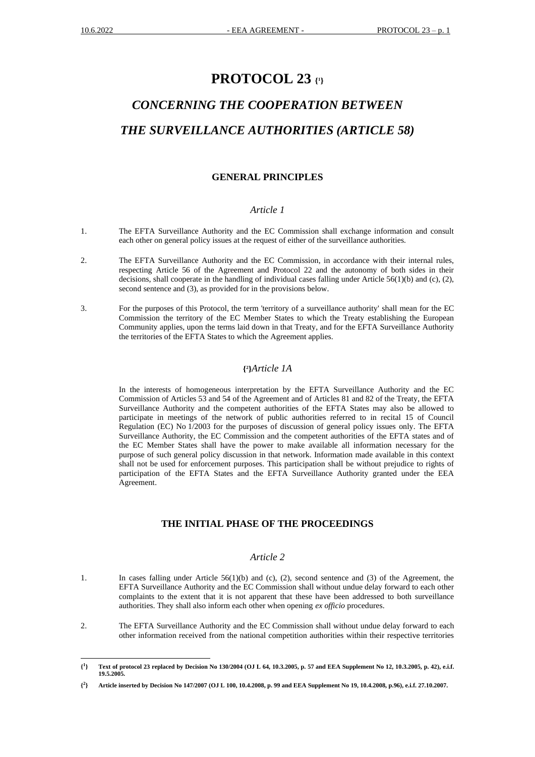# PROTOCOL 23 [1]

## *CONCERNING THE COOPERATION BETWEEN THE SURVEILLANCE AUTHORITIES (ARTICLE 58)*

### GENERAL PRINCIPLES

#### *Article 1*

1. The EFTA Surveillance Authority and the EC Commission shall exchange information and consult each other on general policy issues at the request of either of the surveillance authorities.

2. The EFTA Surveillance Authority and the EC Commission, in accordance with their internal rules, respecting Article 56 of the Agreement and Protocol 22 and the autonomy of both sides in their decisions, shall cooperate in the handling of individual cases falling under Article 56(1)(b) and (c), (2), second sentence and (3), as provided for in the provisions below.

3. For the purposes of this Protocol, the term 'territory of a surveillance authority' shall mean for the EC Commission the territory of the EC Member States to which the Treaty establishing the European Community applies, upon the terms laid down in that Treaty, and for the EFTA Surveillance Authority the territories of the EFTA States to which the Agreement applies.

#### [2]*Article 1A*

In the interests of homogeneous interpretation by the EFTA Surveillance Authority and the EC Commission of Articles 53 and 54 of the Agreement and of Articles 81 and 82 of the Treaty, the EFTA Surveillance Authority and the competent authorities of the EFTA States may also be allowed to participate in meetings of the network of public authorities referred to in recital 15 of Council Regulation (EC) No 1/2003 for the purposes of discussion of general policy issues only. The EFTA Surveillance Authority, the EC Commission and the competent authorities of the EFTA states and of the EC Member States shall have the power to make available all information necessary for the purpose of such general policy discussion in that network. Information made available in this context shall not be used for enforcement purposes. This participation shall be without prejudice to rights of participation of the EFTA States and the EFTA Surveillance Authority granted under the EEA Agreement.

### THE INITIAL PHASE OF THE PROCEEDINGS

#### *Article 2*

1. In cases falling under Article 56(1)(b) and (c), (2), second sentence and (3) of the Agreement, the EFTA Surveillance Authority and the EC Commission shall without undue delay forward to each other complaints to the extent that it is not apparent that these have been addressed to both surveillance authorities. They shall also inform each other when opening *ex officio* procedures.

2. The EFTA Surveillance Authority and the EC Commission shall without undue delay forward to each other information received from the national competition authorities within their respective territories

---

[1] **Text of protocol 23 replaced by Decision No 130/2004 (OJ L 64, 10.3.2005, p. 57 and EEA Supplement No 12, 10.3.2005, p. 42), e.i.f. 19.5.2005.**

[2] **Article inserted by Decision No 147/2007 (OJ L 100, 10.4.2008, p. 99 and EEA Supplement No 19, 10.4.2008, p.96), e.i.f. 27.10.2007.**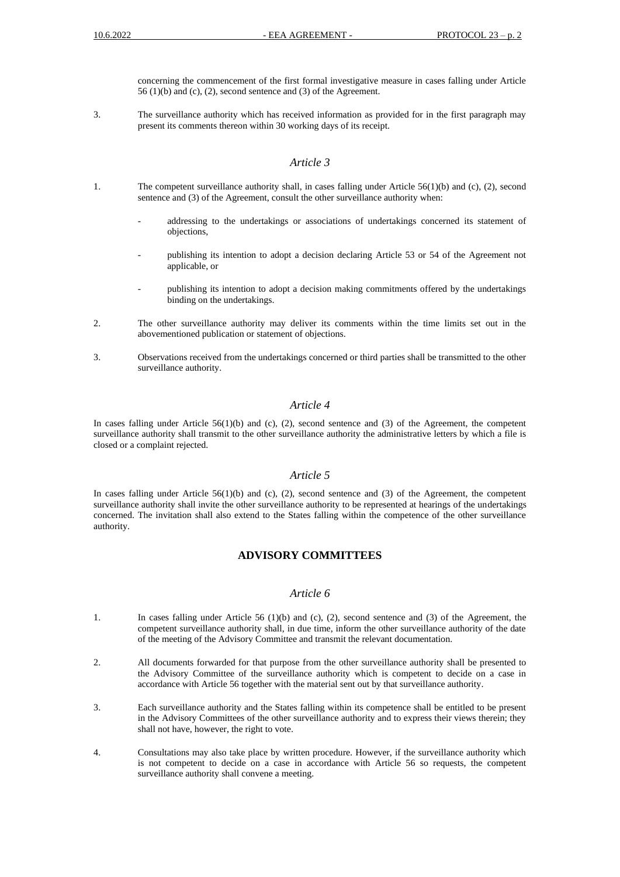concerning the commencement of the first formal investigative measure in cases falling under Article 56 (1)(b) and (c), (2), second sentence and (3) of the Agreement.

3. The surveillance authority which has received information as provided for in the first paragraph may present its comments thereon within 30 working days of its receipt.

### *Article 3*

1. The competent surveillance authority shall, in cases falling under Article 56(1)(b) and (c), (2), second sentence and (3) of the Agreement, consult the other surveillance authority when:

   - addressing to the undertakings or associations of undertakings concerned its statement of objections,

   - publishing its intention to adopt a decision declaring Article 53 or 54 of the Agreement not applicable, or

   - publishing its intention to adopt a decision making commitments offered by the undertakings binding on the undertakings.

2. The other surveillance authority may deliver its comments within the time limits set out in the abovementioned publication or statement of objections.

3. Observations received from the undertakings concerned or third parties shall be transmitted to the other surveillance authority.

### *Article 4*

In cases falling under Article 56(1)(b) and (c), (2), second sentence and (3) of the Agreement, the competent surveillance authority shall transmit to the other surveillance authority the administrative letters by which a file is closed or a complaint rejected.

### *Article 5*

In cases falling under Article 56(1)(b) and (c), (2), second sentence and (3) of the Agreement, the competent surveillance authority shall invite the other surveillance authority to be represented at hearings of the undertakings concerned. The invitation shall also extend to the States falling within the competence of the other surveillance authority.

## ADVISORY COMMITTEES

### *Article 6*

1. In cases falling under Article 56 (1)(b) and (c), (2), second sentence and (3) of the Agreement, the competent surveillance authority shall, in due time, inform the other surveillance authority of the date of the meeting of the Advisory Committee and transmit the relevant documentation.

2. All documents forwarded for that purpose from the other surveillance authority shall be presented to the Advisory Committee of the surveillance authority which is competent to decide on a case in accordance with Article 56 together with the material sent out by that surveillance authority.

3. Each surveillance authority and the States falling within its competence shall be entitled to be present in the Advisory Committees of the other surveillance authority and to express their views therein; they shall not have, however, the right to vote.

4. Consultations may also take place by written procedure. However, if the surveillance authority which is not competent to decide on a case in accordance with Article 56 so requests, the competent surveillance authority shall convene a meeting.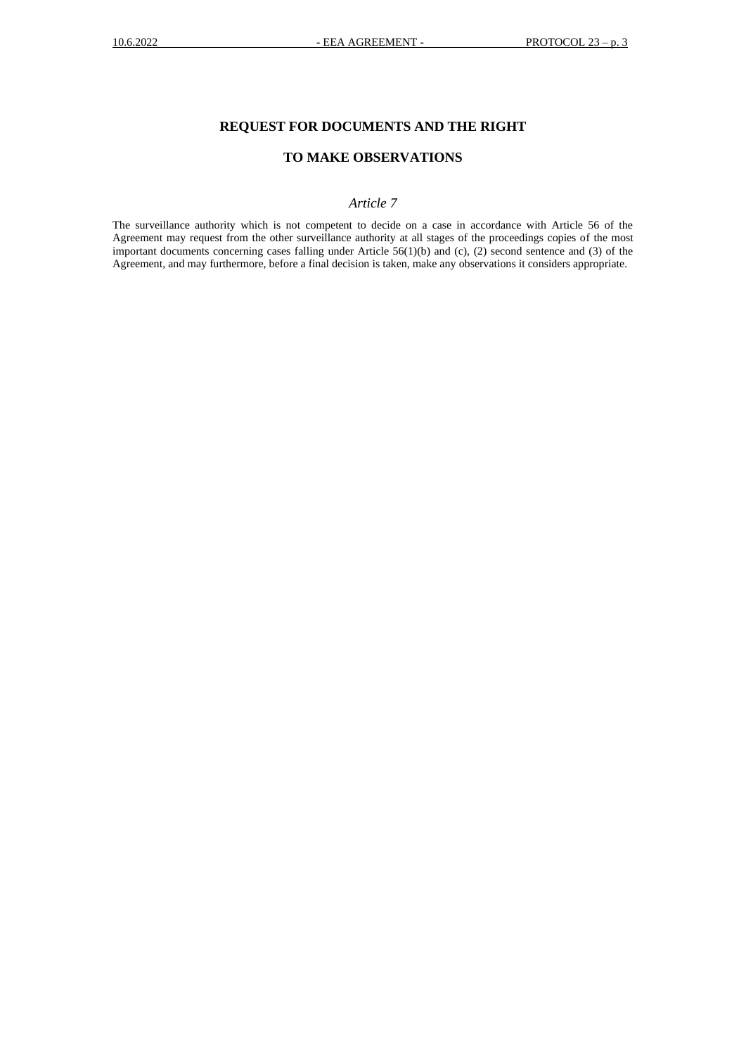## REQUEST FOR DOCUMENTS AND THE RIGHT TO MAKE OBSERVATIONS

### *Article 7*

The surveillance authority which is not competent to decide on a case in accordance with Article 56 of the Agreement may request from the other surveillance authority at all stages of the proceedings copies of the most important documents concerning cases falling under Article 56(1)(b) and (c), (2) second sentence and (3) of the Agreement, and may furthermore, before a final decision is taken, make any observations it considers appropriate.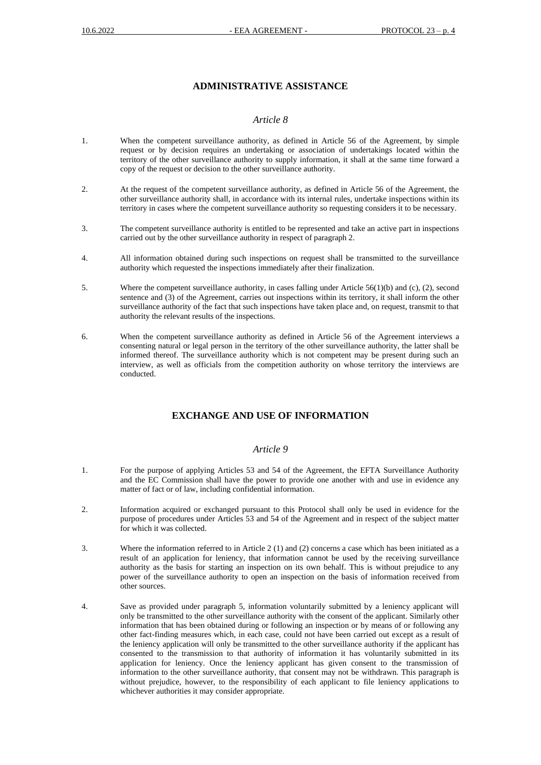## ADMINISTRATIVE ASSISTANCE

### *Article 8*

1. When the competent surveillance authority, as defined in Article 56 of the Agreement, by simple request or by decision requires an undertaking or association of undertakings located within the territory of the other surveillance authority to supply information, it shall at the same time forward a copy of the request or decision to the other surveillance authority.

2. At the request of the competent surveillance authority, as defined in Article 56 of the Agreement, the other surveillance authority shall, in accordance with its internal rules, undertake inspections within its territory in cases where the competent surveillance authority so requesting considers it to be necessary.

3. The competent surveillance authority is entitled to be represented and take an active part in inspections carried out by the other surveillance authority in respect of paragraph 2.

4. All information obtained during such inspections on request shall be transmitted to the surveillance authority which requested the inspections immediately after their finalization.

5. Where the competent surveillance authority, in cases falling under Article 56(1)(b) and (c), (2), second sentence and (3) of the Agreement, carries out inspections within its territory, it shall inform the other surveillance authority of the fact that such inspections have taken place and, on request, transmit to that authority the relevant results of the inspections.

6. When the competent surveillance authority as defined in Article 56 of the Agreement interviews a consenting natural or legal person in the territory of the other surveillance authority, the latter shall be informed thereof. The surveillance authority which is not competent may be present during such an interview, as well as officials from the competition authority on whose territory the interviews are conducted.

## EXCHANGE AND USE OF INFORMATION

### *Article 9*

1. For the purpose of applying Articles 53 and 54 of the Agreement, the EFTA Surveillance Authority and the EC Commission shall have the power to provide one another with and use in evidence any matter of fact or of law, including confidential information.

2. Information acquired or exchanged pursuant to this Protocol shall only be used in evidence for the purpose of procedures under Articles 53 and 54 of the Agreement and in respect of the subject matter for which it was collected.

3. Where the information referred to in Article 2 (1) and (2) concerns a case which has been initiated as a result of an application for leniency, that information cannot be used by the receiving surveillance authority as the basis for starting an inspection on its own behalf. This is without prejudice to any power of the surveillance authority to open an inspection on the basis of information received from other sources.

4. Save as provided under paragraph 5, information voluntarily submitted by a leniency applicant will only be transmitted to the other surveillance authority with the consent of the applicant. Similarly other information that has been obtained during or following an inspection or by means of or following any other fact-finding measures which, in each case, could not have been carried out except as a result of the leniency application will only be transmitted to the other surveillance authority if the applicant has consented to the transmission to that authority of information it has voluntarily submitted in its application for leniency. Once the leniency applicant has given consent to the transmission of information to the other surveillance authority, that consent may not be withdrawn. This paragraph is without prejudice, however, to the responsibility of each applicant to file leniency applications to whichever authorities it may consider appropriate.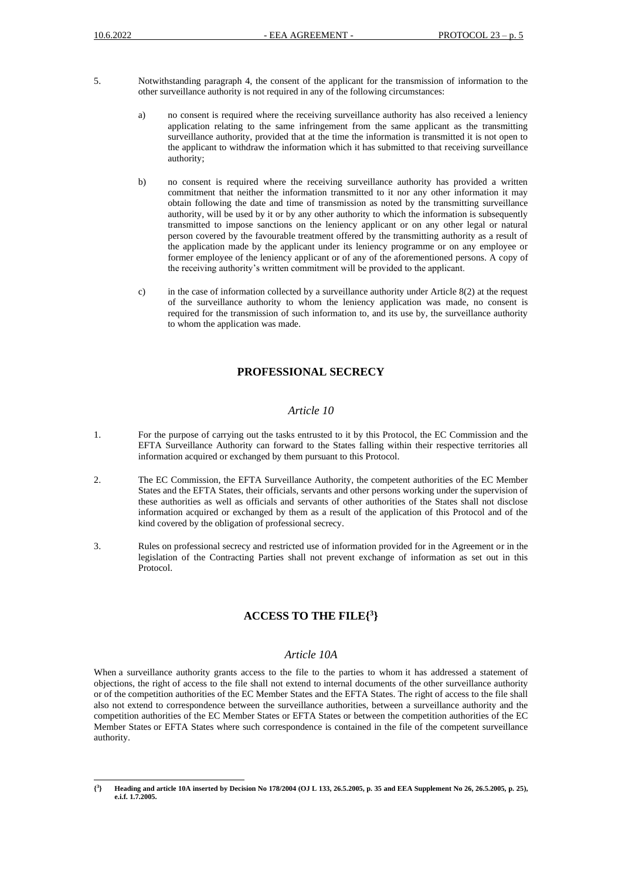5. Notwithstanding paragraph 4, the consent of the applicant for the transmission of information to the other surveillance authority is not required in any of the following circumstances:

   a) no consent is required where the receiving surveillance authority has also received a leniency application relating to the same infringement from the same applicant as the transmitting surveillance authority, provided that at the time the information is transmitted it is not open to the applicant to withdraw the information which it has submitted to that receiving surveillance authority;

   b) no consent is required where the receiving surveillance authority has provided a written commitment that neither the information transmitted to it nor any other information it may obtain following the date and time of transmission as noted by the transmitting surveillance authority, will be used by it or by any other authority to which the information is subsequently transmitted to impose sanctions on the leniency applicant or on any other legal or natural person covered by the favourable treatment offered by the transmitting authority as a result of the application made by the applicant under its leniency programme or on any employee or former employee of the leniency applicant or of any of the aforementioned persons. A copy of the receiving authority's written commitment will be provided to the applicant.

   c) in the case of information collected by a surveillance authority under Article 8(2) at the request of the surveillance authority to whom the leniency application was made, no consent is required for the transmission of such information to, and its use by, the surveillance authority to whom the application was made.

## PROFESSIONAL SECRECY

### *Article 10*

1. For the purpose of carrying out the tasks entrusted to it by this Protocol, the EC Commission and the EFTA Surveillance Authority can forward to the States falling within their respective territories all information acquired or exchanged by them pursuant to this Protocol.

2. The EC Commission, the EFTA Surveillance Authority, the competent authorities of the EC Member States and the EFTA States, their officials, servants and other persons working under the supervision of these authorities as well as officials and servants of other authorities of the States shall not disclose information acquired or exchanged by them as a result of the application of this Protocol and of the kind covered by the obligation of professional secrecy.

3. Rules on professional secrecy and restricted use of information provided for in the Agreement or in the legislation of the Contracting Parties shall not prevent exchange of information as set out in this Protocol.

## ACCESS TO THE FILE{[3]}

### *Article 10A*

When a surveillance authority grants access to the file to the parties to whom it has addressed a statement of objections, the right of access to the file shall not extend to internal documents of the other surveillance authority or of the competition authorities of the EC Member States and the EFTA States. The right of access to the file shall also not extend to correspondence between the surveillance authorities, between a surveillance authority and the competition authorities of the EC Member States or EFTA States or between the competition authorities of the EC Member States or EFTA States where such correspondence is contained in the file of the competent surveillance authority.

---

**{[3]} Heading and article 10A inserted by Decision No 178/2004 (OJ L 133, 26.5.2005, p. 35 and EEA Supplement No 26, 26.5.2005, p. 25), e.i.f. 1.7.2005.**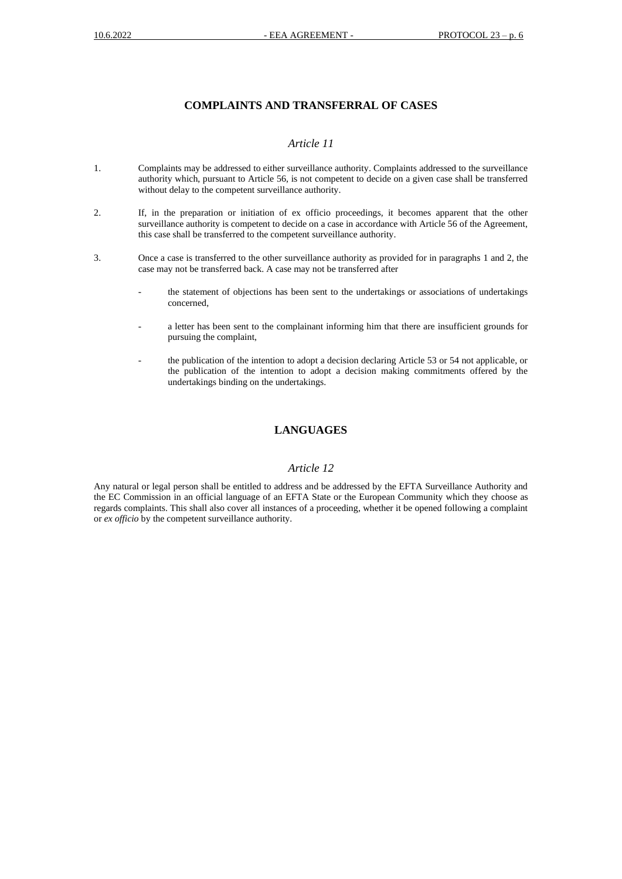## COMPLAINTS AND TRANSFERRAL OF CASES

### *Article 11*

1. Complaints may be addressed to either surveillance authority. Complaints addressed to the surveillance authority which, pursuant to Article 56, is not competent to decide on a given case shall be transferred without delay to the competent surveillance authority.

2. If, in the preparation or initiation of ex officio proceedings, it becomes apparent that the other surveillance authority is competent to decide on a case in accordance with Article 56 of the Agreement, this case shall be transferred to the competent surveillance authority.

3. Once a case is transferred to the other surveillance authority as provided for in paragraphs 1 and 2, the case may not be transferred back. A case may not be transferred after

   - the statement of objections has been sent to the undertakings or associations of undertakings concerned,

   - a letter has been sent to the complainant informing him that there are insufficient grounds for pursuing the complaint,

   - the publication of the intention to adopt a decision declaring Article 53 or 54 not applicable, or the publication of the intention to adopt a decision making commitments offered by the undertakings binding on the undertakings.

## LANGUAGES

### *Article 12*

Any natural or legal person shall be entitled to address and be addressed by the EFTA Surveillance Authority and the EC Commission in an official language of an EFTA State or the European Community which they choose as regards complaints. This shall also cover all instances of a proceeding, whether it be opened following a complaint or *ex officio* by the competent surveillance authority.